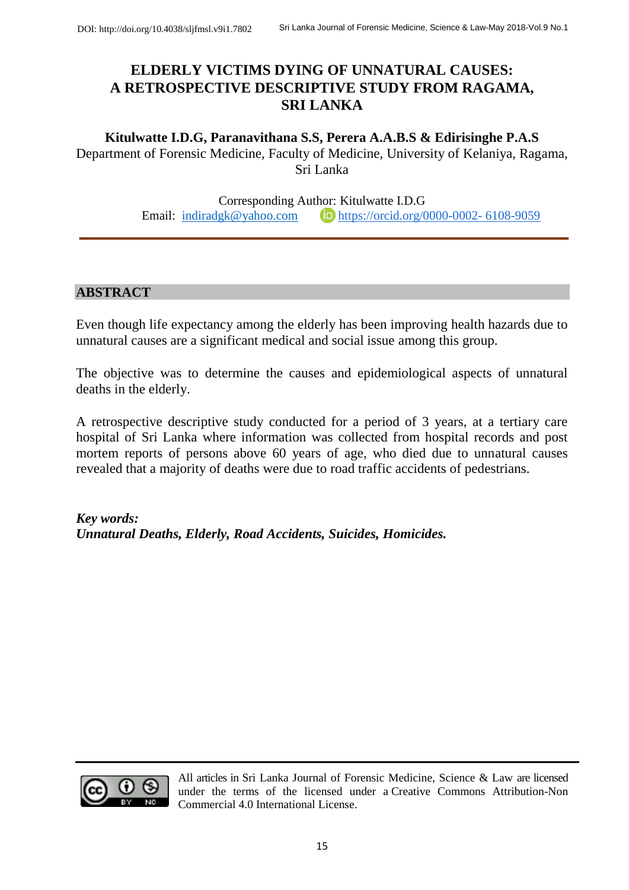# ELDERLY VICTIMS DYING OF UNNATURAL CAUSES: A RETROSPECTIVE DESCRIPTIVE STUDY FROM RAGAMA, SRI LANKA

**Kitulwatte I.D.G, Paranavithana S.S, Perera A.A.B.S & Edirisinghe P.A.S**

Department of Forensic Medicine, Faculty of Medicine, University of Kelaniya, Ragama, Sri Lanka

Corresponding Author: Kitulwatte I.D.G

Email: indiradgk@yahoo.com https://orcid.org/0000-0002- 6108-9059

## ABSTRACT

Even though life expectancy among the elderly has been improving health hazards due to unnatural causes are a significant medical and social issue among this group.

The objective was to determine the causes and epidemiological aspects of unnatural deaths in the elderly.

A retrospective descriptive study conducted for a period of 3 years, at a tertiary care hospital of Sri Lanka where information was collected from hospital records and post mortem reports of persons above 60 years of age, who died due to unnatural causes revealed that a majority of deaths were due to road traffic accidents of pedestrians.

***Key words:***
***Unnatural Deaths, Elderly, Road Accidents, Suicides, Homicides.***

All articles in Sri Lanka Journal of Forensic Medicine, Science & Law are licensed under the terms of the licensed under a Creative Commons Attribution-Non Commercial 4.0 International License.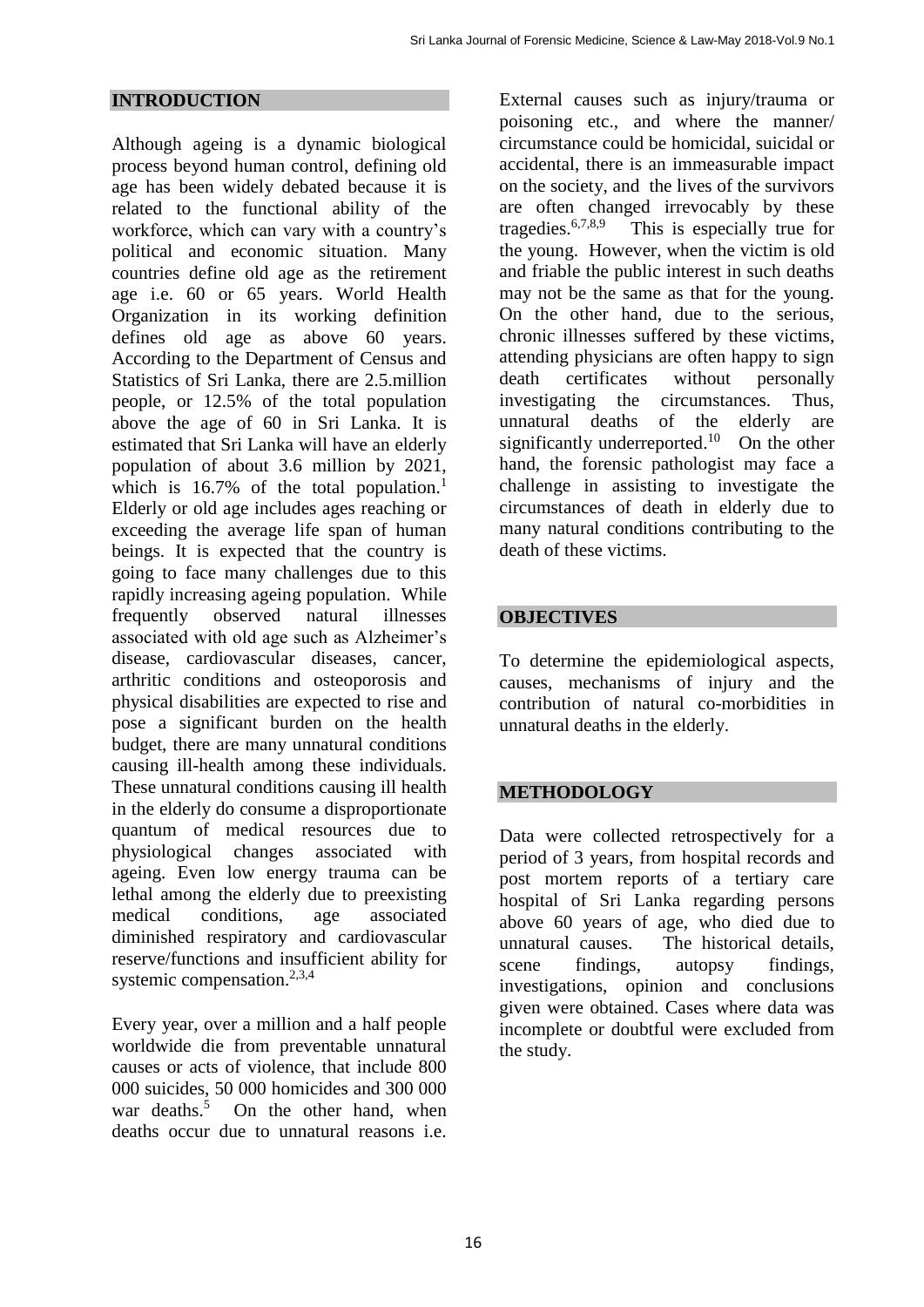## INTRODUCTION

Although ageing is a dynamic biological process beyond human control, defining old age has been widely debated because it is related to the functional ability of the workforce, which can vary with a country's political and economic situation. Many countries define old age as the retirement age i.e. 60 or 65 years. World Health Organization in its working definition defines old age as above 60 years. According to the Department of Census and Statistics of Sri Lanka, there are 2.5.million people, or 12.5% of the total population above the age of 60 in Sri Lanka. It is estimated that Sri Lanka will have an elderly population of about 3.6 million by 2021, which is 16.7% of the total population.[1] Elderly or old age includes ages reaching or exceeding the average life span of human beings. It is expected that the country is going to face many challenges due to this rapidly increasing ageing population. While frequently observed natural illnesses associated with old age such as Alzheimer's disease, cardiovascular diseases, cancer, arthritic conditions and osteoporosis and physical disabilities are expected to rise and pose a significant burden on the health budget, there are many unnatural conditions causing ill-health among these individuals. These unnatural conditions causing ill health in the elderly do consume a disproportionate quantum of medical resources due to physiological changes associated with ageing. Even low energy trauma can be lethal among the elderly due to preexisting medical conditions, age associated diminished respiratory and cardiovascular reserve/functions and insufficient ability for systemic compensation.[2,3,4]

Every year, over a million and a half people worldwide die from preventable unnatural causes or acts of violence, that include 800 000 suicides, 50 000 homicides and 300 000 war deaths.[5] On the other hand, when deaths occur due to unnatural reasons i.e. External causes such as injury/trauma or poisoning etc., and where the manner/ circumstance could be homicidal, suicidal or accidental, there is an immeasurable impact on the society, and the lives of the survivors are often changed irrevocably by these tragedies.[6,7,8,9] This is especially true for the young. However, when the victim is old and friable the public interest in such deaths may not be the same as that for the young. On the other hand, due to the serious, chronic illnesses suffered by these victims, attending physicians are often happy to sign death certificates without personally investigating the circumstances. Thus, unnatural deaths of the elderly are significantly underreported.[10] On the other hand, the forensic pathologist may face a challenge in assisting to investigate the circumstances of death in elderly due to many natural conditions contributing to the death of these victims.

## OBJECTIVES

To determine the epidemiological aspects, causes, mechanisms of injury and the contribution of natural co-morbidities in unnatural deaths in the elderly.

## METHODOLOGY

Data were collected retrospectively for a period of 3 years, from hospital records and post mortem reports of a tertiary care hospital of Sri Lanka regarding persons above 60 years of age, who died due to unnatural causes. The historical details, scene findings, autopsy findings, investigations, opinion and conclusions given were obtained. Cases where data was incomplete or doubtful were excluded from the study.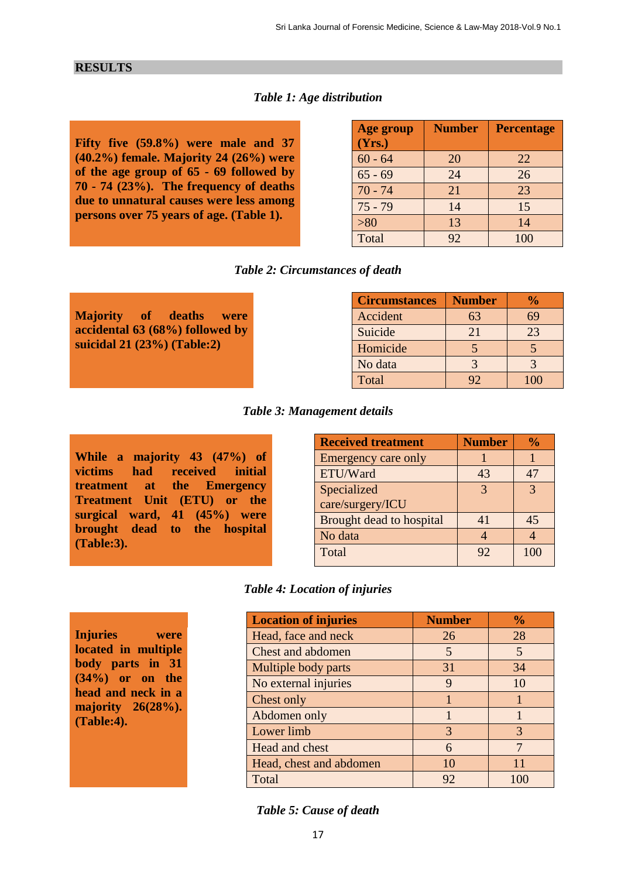## RESULTS

*Table 1: Age distribution*

**Fifty five (59.8%) were male and 37 (40.2%) female. Majority 24 (26%) were of the age group of 65 - 69 followed by 70 - 74 (23%). The frequency of deaths due to unnatural causes were less among persons over 75 years of age. (Table 1).**

| Age group (Yrs.) | Number | Percentage |
|---|---|---|
| 60 - 64 | 20 | 22 |
| 65 - 69 | 24 | 26 |
| 70 - 74 | 21 | 23 |
| 75 - 79 | 14 | 15 |
| >80 | 13 | 14 |
| Total | 92 | 100 |

*Table 2: Circumstances of death*

**Majority of deaths were accidental 63 (68%) followed by suicidal 21 (23%) (Table:2)**

| Circumstances | Number | % |
|---|---|---|
| Accident | 63 | 69 |
| Suicide | 21 | 23 |
| Homicide | 5 | 5 |
| No data | 3 | 3 |
| Total | 92 | 100 |

*Table 3: Management details*

**While a majority 43 (47%) of victims had received initial treatment at the Emergency Treatment Unit (ETU) or the surgical ward, 41 (45%) were brought dead to the hospital (Table:3).**

| Received treatment | Number | % |
|---|---|---|
| Emergency care only | 1 | 1 |
| ETU/Ward | 43 | 47 |
| Specialized care/surgery/ICU | 3 | 3 |
| Brought dead to hospital | 41 | 45 |
| No data | 4 | 4 |
| Total | 92 | 100 |

*Table 4: Location of injuries*

**Injuries were located in multiple body parts in 31 (34%) or on the head and neck in a majority 26(28%). (Table:4).**

| Location of injuries | Number | % |
|---|---|---|
| Head, face and neck | 26 | 28 |
| Chest and abdomen | 5 | 5 |
| Multiple body parts | 31 | 34 |
| No external injuries | 9 | 10 |
| Chest only | 1 | 1 |
| Abdomen only | 1 | 1 |
| Lower limb | 3 | 3 |
| Head and chest | 6 | 7 |
| Head, chest and abdomen | 10 | 11 |
| Total | 92 | 100 |

*Table 5: Cause of death*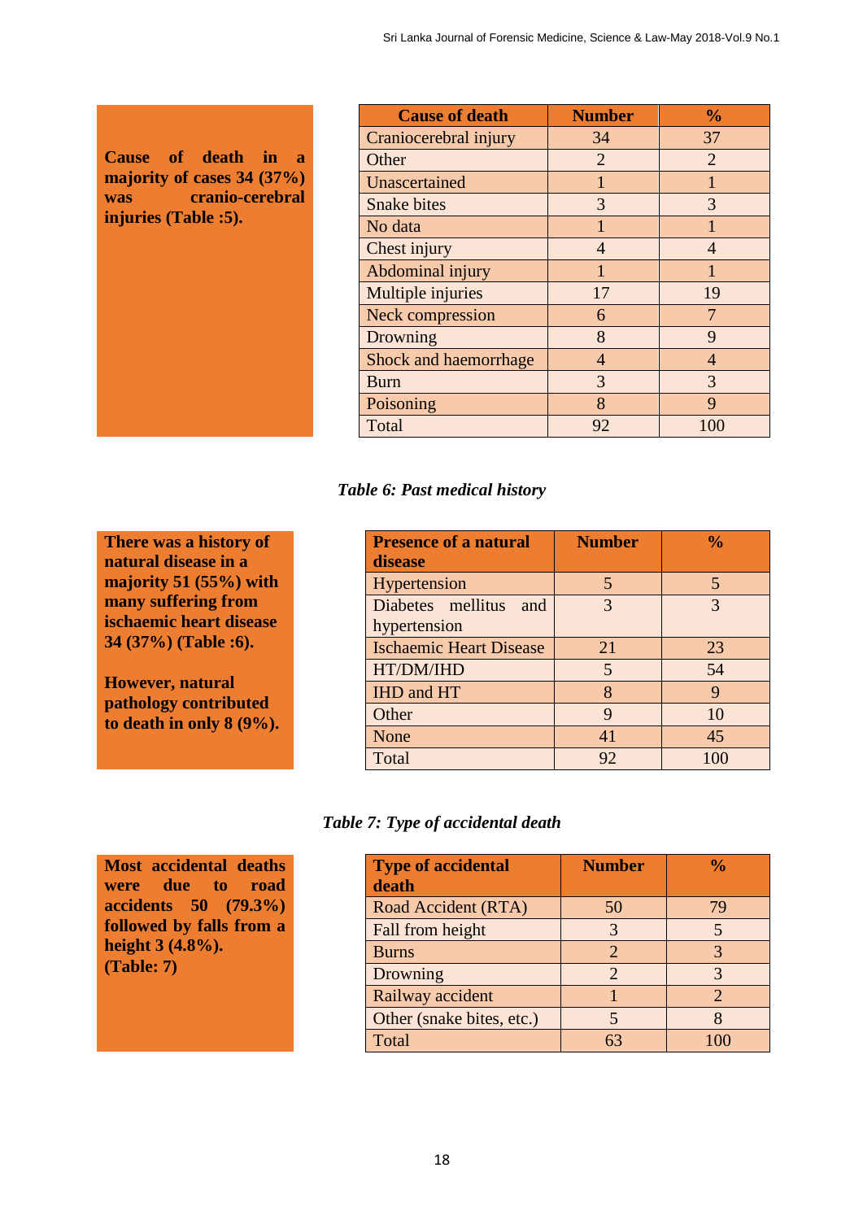**Cause of death in a majority of cases 34 (37%) was cranio-cerebral injuries (Table :5).**

| Cause of death | Number | % |
|---|---|---|
| Craniocerebral injury | 34 | 37 |
| Other | 2 | 2 |
| Unascertained | 1 | 1 |
| Snake bites | 3 | 3 |
| No data | 1 | 1 |
| Chest injury | 4 | 4 |
| Abdominal injury | 1 | 1 |
| Multiple injuries | 17 | 19 |
| Neck compression | 6 | 7 |
| Drowning | 8 | 9 |
| Shock and haemorrhage | 4 | 4 |
| Burn | 3 | 3 |
| Poisoning | 8 | 9 |
| Total | 92 | 100 |

*Table 6: Past medical history*

**There was a history of natural disease in a majority 51 (55%) with many suffering from ischaemic heart disease 34 (37%) (Table :6).**

**However, natural pathology contributed to death in only 8 (9%).**

| Presence of a natural disease | Number | % |
|---|---|---|
| Hypertension | 5 | 5 |
| Diabetes mellitus and hypertension | 3 | 3 |
| Ischaemic Heart Disease | 21 | 23 |
| HT/DM/IHD | 5 | 54 |
| IHD and HT | 8 | 9 |
| Other | 9 | 10 |
| None | 41 | 45 |
| Total | 92 | 100 |

*Table 7: Type of accidental death*

**Most accidental deaths were due to road accidents 50 (79.3%) followed by falls from a height 3 (4.8%). (Table: 7)**

| Type of accidental death | Number | % |
|---|---|---|
| Road Accident (RTA) | 50 | 79 |
| Fall from height | 3 | 5 |
| Burns | 2 | 3 |
| Drowning | 2 | 3 |
| Railway accident | 1 | 2 |
| Other (snake bites, etc.) | 5 | 8 |
| Total | 63 | 100 |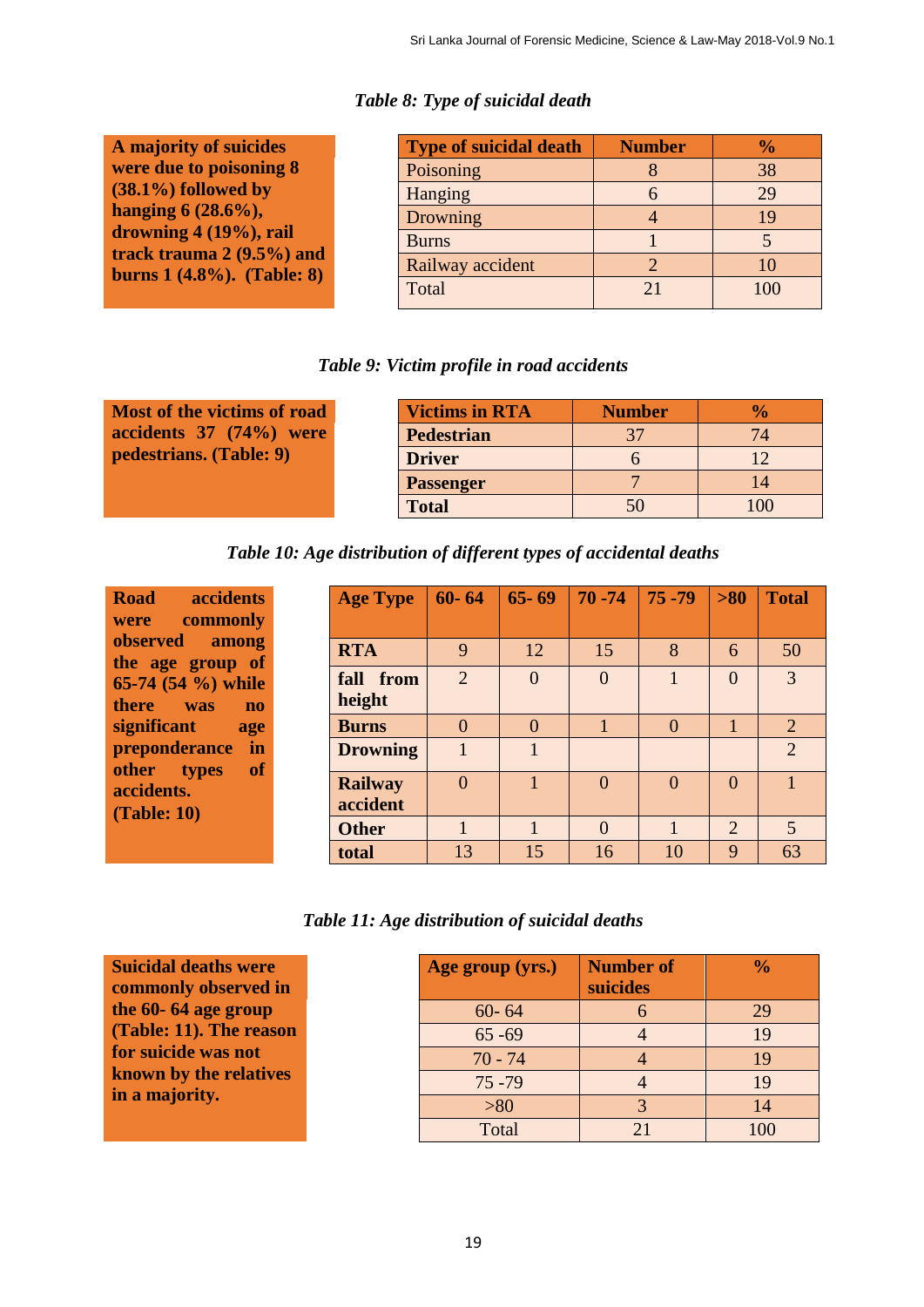*Table 8: Type of suicidal death*

**A majority of suicides were due to poisoning 8 (38.1%) followed by hanging 6 (28.6%), drowning 4 (19%), rail track trauma 2 (9.5%) and burns 1 (4.8%). (Table: 8)**

| Type of suicidal death | Number | % |
|---|---|---|
| Poisoning | 8 | 38 |
| Hanging | 6 | 29 |
| Drowning | 4 | 19 |
| Burns | 1 | 5 |
| Railway accident | 2 | 10 |
| Total | 21 | 100 |

*Table 9: Victim profile in road accidents*

**Most of the victims of road accidents 37 (74%) were pedestrians. (Table: 9)**

| Victims in RTA | Number | % |
|---|---|---|
| **Pedestrian** | 37 | 74 |
| **Driver** | 6 | 12 |
| **Passenger** | 7 | 14 |
| **Total** | 50 | 100 |

*Table 10: Age distribution of different types of accidental deaths*

**Road accidents were commonly observed among the age group of 65-74 (54 %) while there was no significant age preponderance in other types of accidents. (Table: 10)**

| Age Type | 60- 64 | 65- 69 | 70 -74 | 75 -79 | >80 | Total |
|---|---|---|---|---|---|---|
| **RTA** | 9 | 12 | 15 | 8 | 6 | 50 |
| **fall from height** | 2 | 0 | 0 | 1 | 0 | 3 |
| **Burns** | 0 | 0 | 1 | 0 | 1 | 2 |
| **Drowning** | 1 | 1 | | | | 2 |
| **Railway accident** | 0 | 1 | 0 | 0 | 0 | 1 |
| **Other** | 1 | 1 | 0 | 1 | 2 | 5 |
| **total** | 13 | 15 | 16 | 10 | 9 | 63 |

*Table 11: Age distribution of suicidal deaths*

**Suicidal deaths were commonly observed in the 60- 64 age group (Table: 11). The reason for suicide was not known by the relatives in a majority.**

| Age group (yrs.) | Number of suicides | % |
|---|---|---|
| 60- 64 | 6 | 29 |
| 65 -69 | 4 | 19 |
| 70 - 74 | 4 | 19 |
| 75 -79 | 4 | 19 |
| >80 | 3 | 14 |
| Total | 21 | 100 |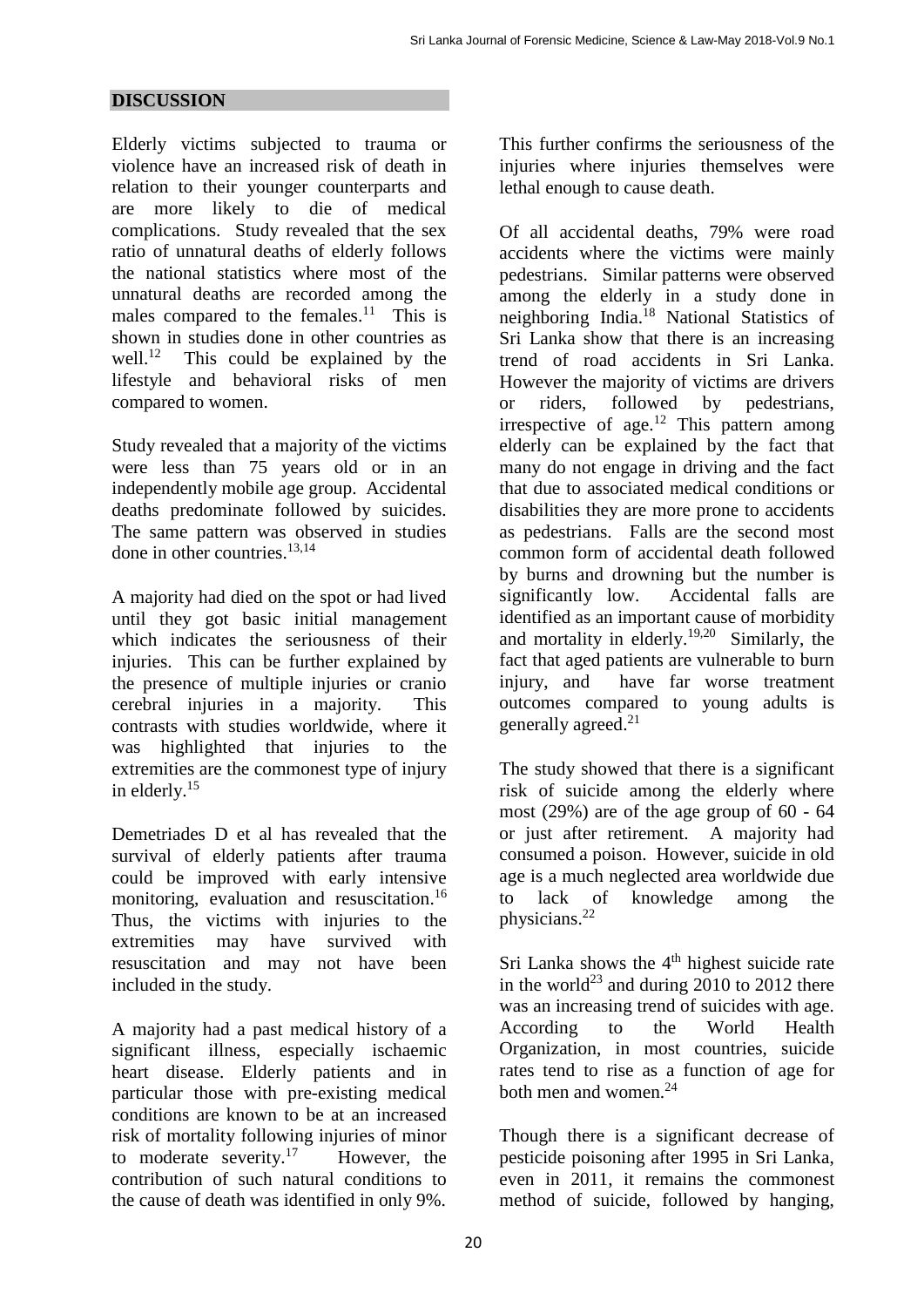## DISCUSSION

Elderly victims subjected to trauma or violence have an increased risk of death in relation to their younger counterparts and are more likely to die of medical complications. Study revealed that the sex ratio of unnatural deaths of elderly follows the national statistics where most of the unnatural deaths are recorded among the males compared to the females.[11] This is shown in studies done in other countries as well.[12] This could be explained by the lifestyle and behavioral risks of men compared to women.

Study revealed that a majority of the victims were less than 75 years old or in an independently mobile age group. Accidental deaths predominate followed by suicides. The same pattern was observed in studies done in other countries.[13,14]

A majority had died on the spot or had lived until they got basic initial management which indicates the seriousness of their injuries. This can be further explained by the presence of multiple injuries or cranio cerebral injuries in a majority. This contrasts with studies worldwide, where it was highlighted that injuries to the extremities are the commonest type of injury in elderly.[15]

Demetriades D et al has revealed that the survival of elderly patients after trauma could be improved with early intensive monitoring, evaluation and resuscitation.[16] Thus, the victims with injuries to the extremities may have survived with resuscitation and may not have been included in the study.

A majority had a past medical history of a significant illness, especially ischaemic heart disease. Elderly patients and in particular those with pre-existing medical conditions are known to be at an increased risk of mortality following injuries of minor to moderate severity.[17] However, the contribution of such natural conditions to the cause of death was identified in only 9%. This further confirms the seriousness of the injuries where injuries themselves were lethal enough to cause death.

Of all accidental deaths, 79% were road accidents where the victims were mainly pedestrians. Similar patterns were observed among the elderly in a study done in neighboring India.[18] National Statistics of Sri Lanka show that there is an increasing trend of road accidents in Sri Lanka. However the majority of victims are drivers or riders, followed by pedestrians, irrespective of age.[12] This pattern among elderly can be explained by the fact that many do not engage in driving and the fact that due to associated medical conditions or disabilities they are more prone to accidents as pedestrians. Falls are the second most common form of accidental death followed by burns and drowning but the number is significantly low. Accidental falls are identified as an important cause of morbidity and mortality in elderly.[19,20] Similarly, the fact that aged patients are vulnerable to burn injury, and have far worse treatment outcomes compared to young adults is generally agreed.[21]

The study showed that there is a significant risk of suicide among the elderly where most (29%) are of the age group of 60 - 64 or just after retirement. A majority had consumed a poison. However, suicide in old age is a much neglected area worldwide due to lack of knowledge among the physicians.[22]

Sri Lanka shows the 4$^{th}$ highest suicide rate in the world[23] and during 2010 to 2012 there was an increasing trend of suicides with age. According to the World Health Organization, in most countries, suicide rates tend to rise as a function of age for both men and women.[24]

Though there is a significant decrease of pesticide poisoning after 1995 in Sri Lanka, even in 2011, it remains the commonest method of suicide, followed by hanging,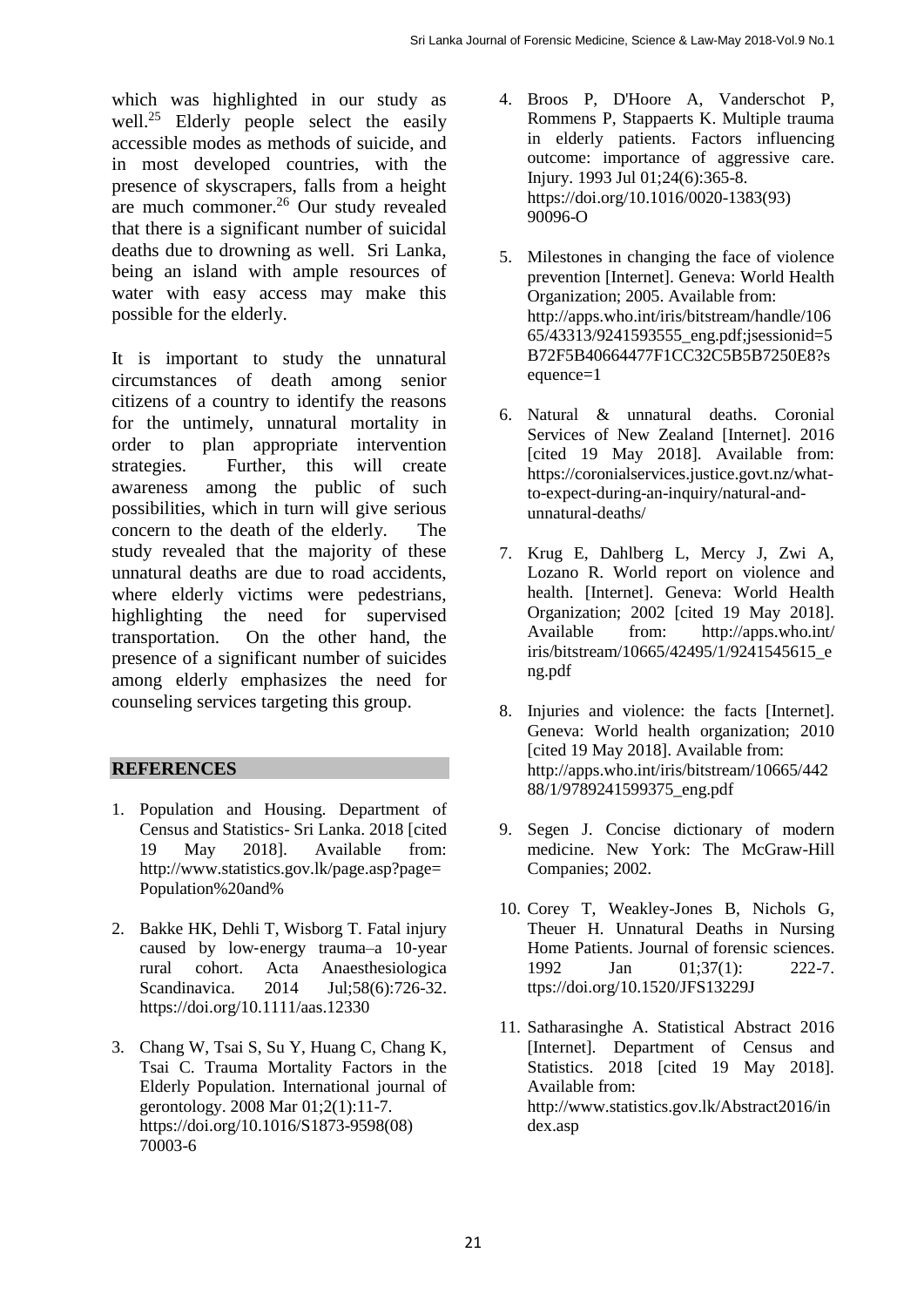which was highlighted in our study as well.[25] Elderly people select the easily accessible modes as methods of suicide, and in most developed countries, with the presence of skyscrapers, falls from a height are much commoner.[26] Our study revealed that there is a significant number of suicidal deaths due to drowning as well. Sri Lanka, being an island with ample resources of water with easy access may make this possible for the elderly.

It is important to study the unnatural circumstances of death among senior citizens of a country to identify the reasons for the untimely, unnatural mortality in order to plan appropriate intervention strategies. Further, this will create awareness among the public of such possibilities, which in turn will give serious concern to the death of the elderly. The study revealed that the majority of these unnatural deaths are due to road accidents, where elderly victims were pedestrians, highlighting the need for supervised transportation. On the other hand, the presence of a significant number of suicides among elderly emphasizes the need for counseling services targeting this group.

## REFERENCES

1. Population and Housing. Department of Census and Statistics- Sri Lanka. 2018 [cited 19 May 2018]. Available from: http://www.statistics.gov.lk/page.asp?page=Population%20and%

2. Bakke HK, Dehli T, Wisborg T. Fatal injury caused by low-energy trauma–a 10-year rural cohort. Acta Anaesthesiologica Scandinavica. 2014 Jul;58(6):726-32. https://doi.org/10.1111/aas.12330

3. Chang W, Tsai S, Su Y, Huang C, Chang K, Tsai C. Trauma Mortality Factors in the Elderly Population. International journal of gerontology. 2008 Mar 01;2(1):11-7. https://doi.org/10.1016/S1873-9598(08)70003-6

4. Broos P, D'Hoore A, Vanderschot P, Rommens P, Stappaerts K. Multiple trauma in elderly patients. Factors influencing outcome: importance of aggressive care. Injury. 1993 Jul 01;24(6):365-8. https://doi.org/10.1016/0020-1383(93)90096-O

5. Milestones in changing the face of violence prevention [Internet]. Geneva: World Health Organization; 2005. Available from: http://apps.who.int/iris/bitstream/handle/10665/43313/9241593555_eng.pdf;jsessionid=5B72F5B40664477F1CC32C5B5B7250E8?sequence=1

6. Natural & unnatural deaths. Coronial Services of New Zealand [Internet]. 2016 [cited 19 May 2018]. Available from: https://coronialservices.justice.govt.nz/what-to-expect-during-an-inquiry/natural-and-unnatural-deaths/

7. Krug E, Dahlberg L, Mercy J, Zwi A, Lozano R. World report on violence and health. [Internet]. Geneva: World Health Organization; 2002 [cited 19 May 2018]. Available from: http://apps.who.int/iris/bitstream/10665/42495/1/9241545615_eng.pdf

8. Injuries and violence: the facts [Internet]. Geneva: World health organization; 2010 [cited 19 May 2018]. Available from: http://apps.who.int/iris/bitstream/10665/44288/1/9789241599375_eng.pdf

9. Segen J. Concise dictionary of modern medicine. New York: The McGraw-Hill Companies; 2002.

10. Corey T, Weakley-Jones B, Nichols G, Theuer H. Unnatural Deaths in Nursing Home Patients. Journal of forensic sciences. 1992 Jan 01;37(1): 222-7. ttps://doi.org/10.1520/JFS13229J

11. Satharasinghe A. Statistical Abstract 2016 [Internet]. Department of Census and Statistics. 2018 [cited 19 May 2018]. Available from: http://www.statistics.gov.lk/Abstract2016/index.asp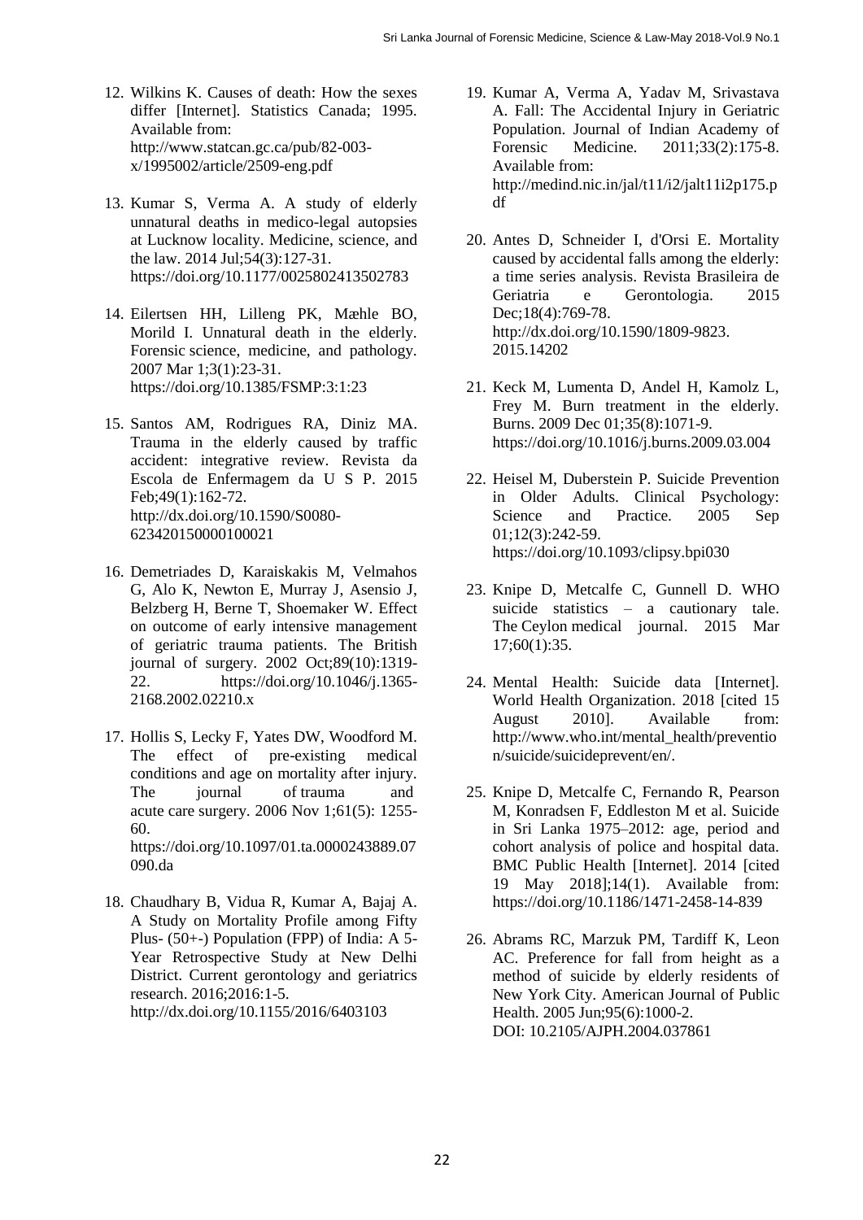12. Wilkins K. Causes of death: How the sexes differ [Internet]. Statistics Canada; 1995. Available from: http://www.statcan.gc.ca/pub/82-003-x/1995002/article/2509-eng.pdf

13. Kumar S, Verma A. A study of elderly unnatural deaths in medico-legal autopsies at Lucknow locality. Medicine, science, and the law. 2014 Jul;54(3):127-31. https://doi.org/10.1177/0025802413502783

14. Eilertsen HH, Lilleng PK, Mæhle BO, Morild I. Unnatural death in the elderly. Forensic science, medicine, and pathology. 2007 Mar 1;3(1):23-31. https://doi.org/10.1385/FSMP:3:1:23

15. Santos AM, Rodrigues RA, Diniz MA. Trauma in the elderly caused by traffic accident: integrative review. Revista da Escola de Enfermagem da U S P. 2015 Feb;49(1):162-72. http://dx.doi.org/10.1590/S0080-623420150000100021

16. Demetriades D, Karaiskakis M, Velmahos G, Alo K, Newton E, Murray J, Asensio J, Belzberg H, Berne T, Shoemaker W. Effect on outcome of early intensive management of geriatric trauma patients. The British journal of surgery. 2002 Oct;89(10):1319-22. https://doi.org/10.1046/j.1365-2168.2002.02210.x

17. Hollis S, Lecky F, Yates DW, Woodford M. The effect of pre-existing medical conditions and age on mortality after injury. The journal of trauma and acute care surgery. 2006 Nov 1;61(5): 1255-60. https://doi.org/10.1097/01.ta.0000243889.07090.da

18. Chaudhary B, Vidua R, Kumar A, Bajaj A. A Study on Mortality Profile among Fifty Plus- (50+-) Population (FPP) of India: A 5-Year Retrospective Study at New Delhi District. Current gerontology and geriatrics research. 2016;2016:1-5. http://dx.doi.org/10.1155/2016/6403103

19. Kumar A, Verma A, Yadav M, Srivastava A. Fall: The Accidental Injury in Geriatric Population. Journal of Indian Academy of Forensic Medicine. 2011;33(2):175-8. Available from: http://medind.nic.in/jal/t11/i2/jalt11i2p175.pdf

20. Antes D, Schneider I, d'Orsi E. Mortality caused by accidental falls among the elderly: a time series analysis. Revista Brasileira de Geriatria e Gerontologia. 2015 Dec;18(4):769-78. http://dx.doi.org/10.1590/1809-9823.2015.14202

21. Keck M, Lumenta D, Andel H, Kamolz L, Frey M. Burn treatment in the elderly. Burns. 2009 Dec 01;35(8):1071-9. https://doi.org/10.1016/j.burns.2009.03.004

22. Heisel M, Duberstein P. Suicide Prevention in Older Adults. Clinical Psychology: Science and Practice. 2005 Sep 01;12(3):242-59. https://doi.org/10.1093/clipsy.bpi030

23. Knipe D, Metcalfe C, Gunnell D. WHO suicide statistics – a cautionary tale. The Ceylon medical journal. 2015 Mar 17;60(1):35.

24. Mental Health: Suicide data [Internet]. World Health Organization. 2018 [cited 15 August 2010]. Available from: http://www.who.int/mental_health/prevention/suicide/suicideprevent/en/.

25. Knipe D, Metcalfe C, Fernando R, Pearson M, Konradsen F, Eddleston M et al. Suicide in Sri Lanka 1975–2012: age, period and cohort analysis of police and hospital data. BMC Public Health [Internet]. 2014 [cited 19 May 2018];14(1). Available from: https://doi.org/10.1186/1471-2458-14-839

26. Abrams RC, Marzuk PM, Tardiff K, Leon AC. Preference for fall from height as a method of suicide by elderly residents of New York City. American Journal of Public Health. 2005 Jun;95(6):1000-2. DOI: 10.2105/AJPH.2004.037861